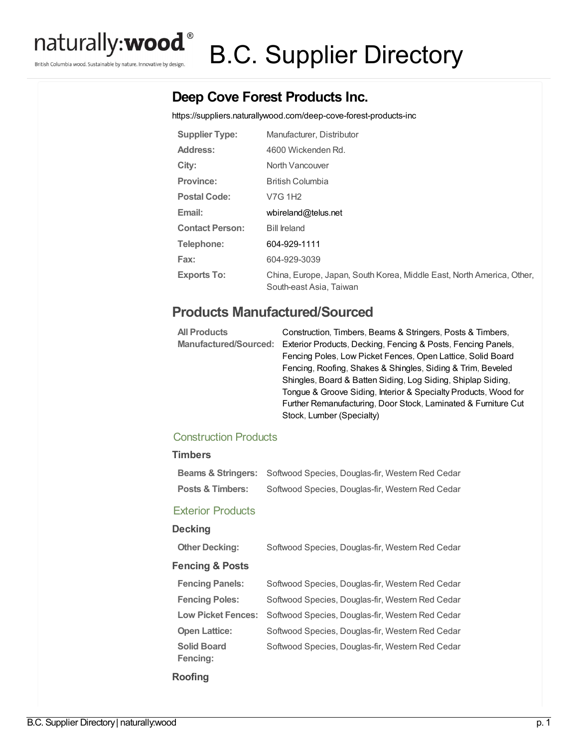# B.C. Supplier Directory

## Deep Cove Forest Products Inc.

https://suppliers.naturallywood.com/deep-cove-forest-products-inc

| | |
|---|---|
| **Supplier Type:** | Manufacturer, Distributor |
| **Address:** | 4600 Wickenden Rd. |
| **City:** | North Vancouver |
| **Province:** | British Columbia |
| **Postal Code:** | V7G 1H2 |
| **Email:** | wbireland@telus.net |
| **Contact Person:** | Bill Ireland |
| **Telephone:** | 604-929-1111 |
| **Fax:** | 604-929-3039 |
| **Exports To:** | China, Europe, Japan, South Korea, Middle East, North America, Other, South-east Asia, Taiwan |

## Products Manufactured/Sourced

| | |
|---|---|
| **All Products Manufactured/Sourced:** | Construction, Timbers, Beams & Stringers, Posts & Timbers, Exterior Products, Decking, Fencing & Posts, Fencing Panels, Fencing Poles, Low Picket Fences, Open Lattice, Solid Board Fencing, Roofing, Shakes & Shingles, Siding & Trim, Beveled Shingles, Board & Batten Siding, Log Siding, Shiplap Siding, Tongue & Groove Siding, Interior & Specialty Products, Wood for Further Remanufacturing, Door Stock, Laminated & Furniture Cut Stock, Lumber (Specialty) |

### Construction Products

#### Timbers

| | |
|---|---|
| **Beams & Stringers:** | Softwood Species, Douglas-fir, Western Red Cedar |
| **Posts & Timbers:** | Softwood Species, Douglas-fir, Western Red Cedar |

### Exterior Products

#### Decking

| | |
|---|---|
| **Other Decking:** | Softwood Species, Douglas-fir, Western Red Cedar |

#### Fencing & Posts

| | |
|---|---|
| **Fencing Panels:** | Softwood Species, Douglas-fir, Western Red Cedar |
| **Fencing Poles:** | Softwood Species, Douglas-fir, Western Red Cedar |
| **Low Picket Fences:** | Softwood Species, Douglas-fir, Western Red Cedar |
| **Open Lattice:** | Softwood Species, Douglas-fir, Western Red Cedar |
| **Solid Board Fencing:** | Softwood Species, Douglas-fir, Western Red Cedar |

#### Roofing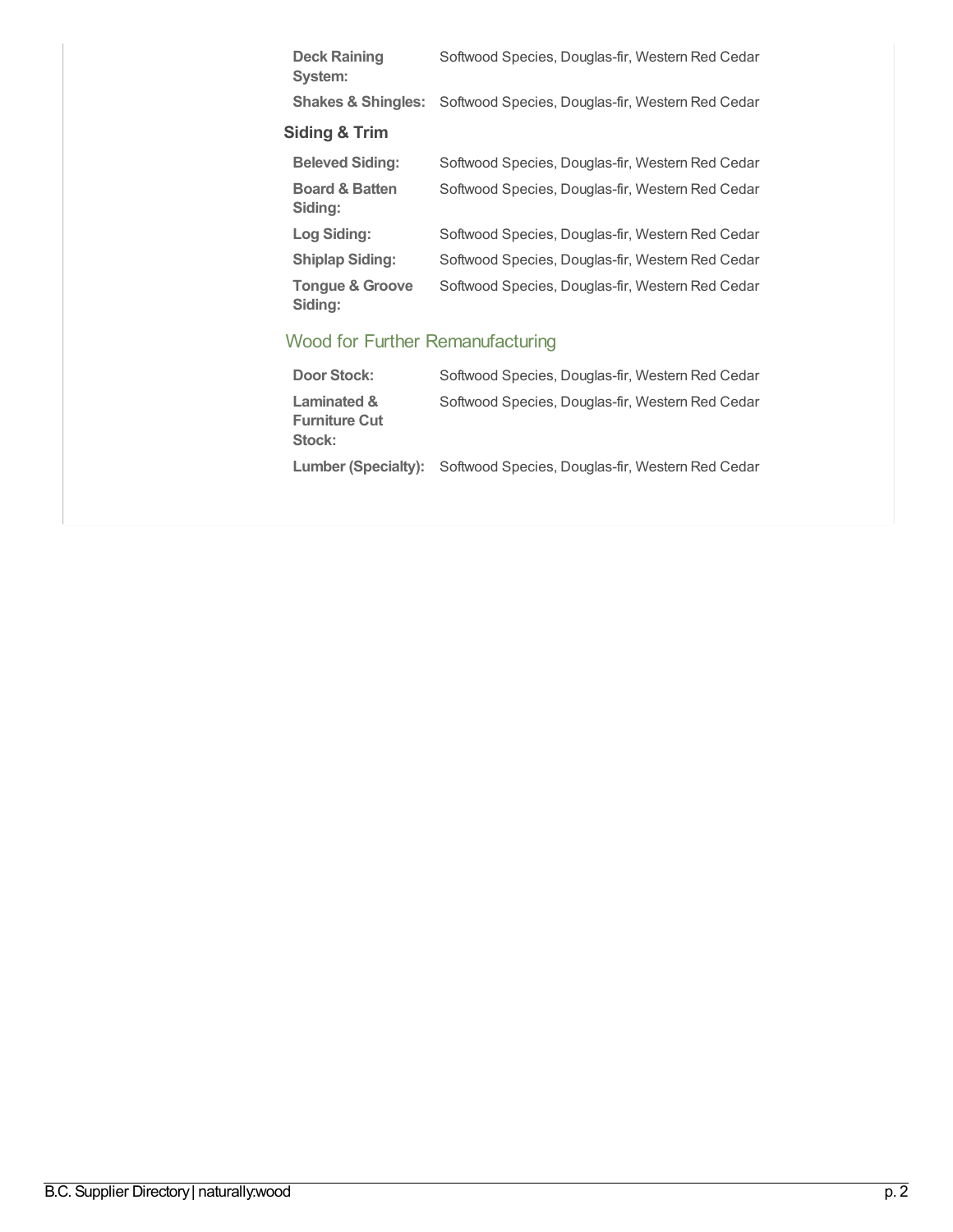| | |
|---|---|
| **Deck Raining System:** | Softwood Species, Douglas-fir, Western Red Cedar |
| **Shakes & Shingles:** | Softwood Species, Douglas-fir, Western Red Cedar |

### Siding & Trim

| | |
|---|---|
| **Beleved Siding:** | Softwood Species, Douglas-fir, Western Red Cedar |
| **Board & Batten Siding:** | Softwood Species, Douglas-fir, Western Red Cedar |
| **Log Siding:** | Softwood Species, Douglas-fir, Western Red Cedar |
| **Shiplap Siding:** | Softwood Species, Douglas-fir, Western Red Cedar |
| **Tongue & Groove Siding:** | Softwood Species, Douglas-fir, Western Red Cedar |

## Wood for Further Remanufacturing

| | |
|---|---|
| **Door Stock:** | Softwood Species, Douglas-fir, Western Red Cedar |
| **Laminated & Furniture Cut Stock:** | Softwood Species, Douglas-fir, Western Red Cedar |
| **Lumber (Specialty):** | Softwood Species, Douglas-fir, Western Red Cedar |